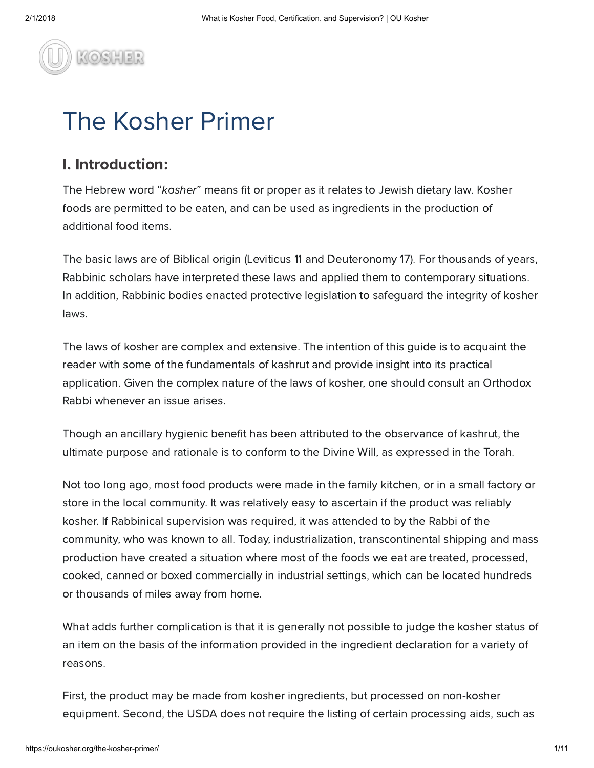# The Kosher Primer

## I. Introduction:

The Hebrew word "*kosher*" means fit or proper as it relates to Jewish dietary law. Kosher foods are permitted to be eaten, and can be used as ingredients in the production of additional food items.

The basic laws are of Biblical origin (Leviticus 11 and Deuteronomy 17). For thousands of years, Rabbinic scholars have interpreted these laws and applied them to contemporary situations. In addition, Rabbinic bodies enacted protective legislation to safeguard the integrity of kosher laws.

The laws of kosher are complex and extensive. The intention of this guide is to acquaint the reader with some of the fundamentals of kashrut and provide insight into its practical application. Given the complex nature of the laws of kosher, one should consult an Orthodox Rabbi whenever an issue arises.

Though an ancillary hygienic benefit has been attributed to the observance of kashrut, the ultimate purpose and rationale is to conform to the Divine Will, as expressed in the Torah.

Not too long ago, most food products were made in the family kitchen, or in a small factory or store in the local community. It was relatively easy to ascertain if the product was reliably kosher. If Rabbinical supervision was required, it was attended to by the Rabbi of the community, who was known to all. Today, industrialization, transcontinental shipping and mass production have created a situation where most of the foods we eat are treated, processed, cooked, canned or boxed commercially in industrial settings, which can be located hundreds or thousands of miles away from home.

What adds further complication is that it is generally not possible to judge the kosher status of an item on the basis of the information provided in the ingredient declaration for a variety of reasons.

First, the product may be made from kosher ingredients, but processed on non-kosher equipment. Second, the USDA does not require the listing of certain processing aids, such as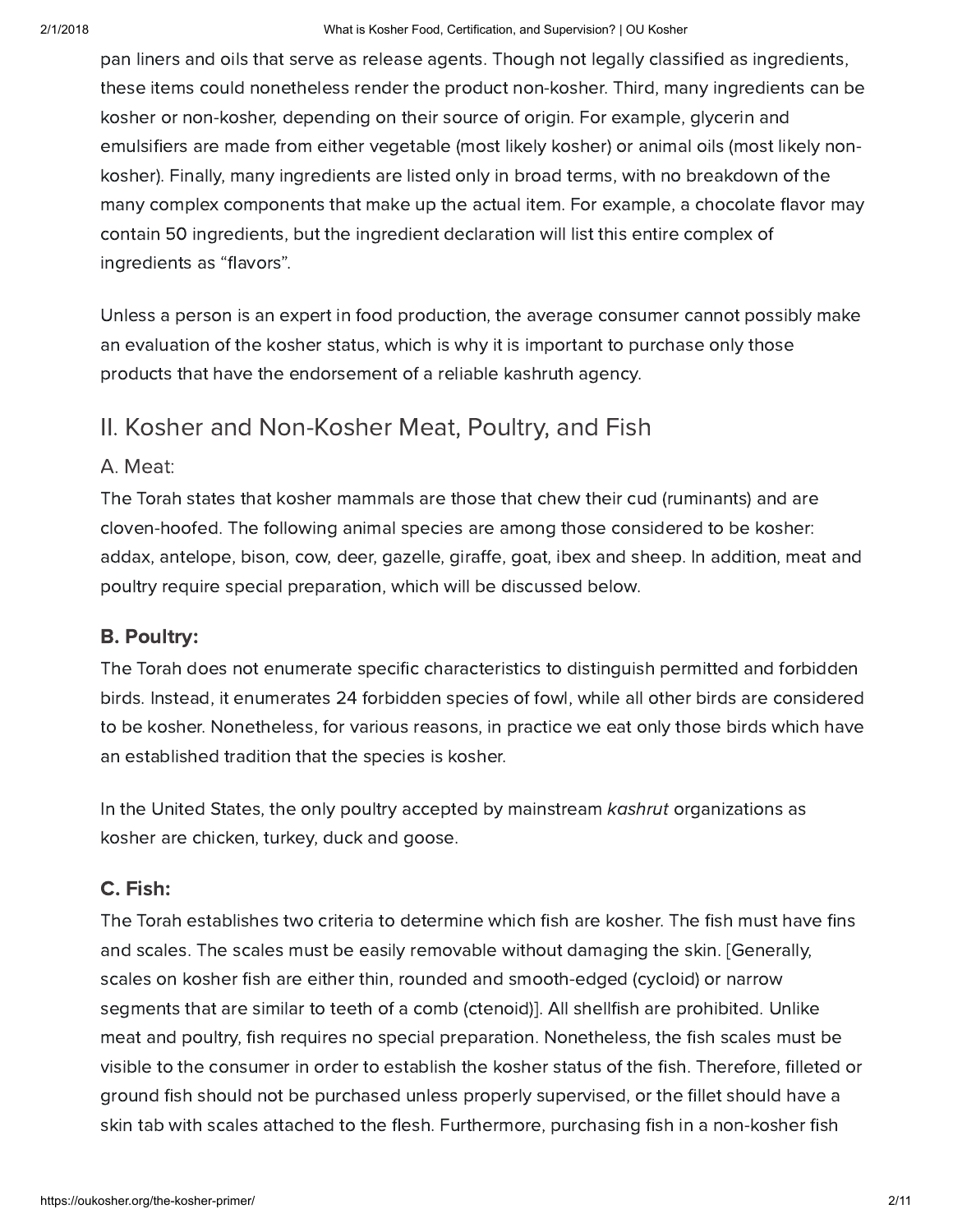pan liners and oils that serve as release agents. Though not legally classified as ingredients, these items could nonetheless render the product non-kosher. Third, many ingredients can be kosher or non-kosher, depending on their source of origin. For example, glycerin and emulsifiers are made from either vegetable (most likely kosher) or animal oils (most likely non-kosher). Finally, many ingredients are listed only in broad terms, with no breakdown of the many complex components that make up the actual item. For example, a chocolate flavor may contain 50 ingredients, but the ingredient declaration will list this entire complex of ingredients as "flavors".

Unless a person is an expert in food production, the average consumer cannot possibly make an evaluation of the kosher status, which is why it is important to purchase only those products that have the endorsement of a reliable kashruth agency.

## II. Kosher and Non-Kosher Meat, Poultry, and Fish

### A. Meat:

The Torah states that kosher mammals are those that chew their cud (ruminants) and are cloven-hoofed. The following animal species are among those considered to be kosher: addax, antelope, bison, cow, deer, gazelle, giraffe, goat, ibex and sheep. In addition, meat and poultry require special preparation, which will be discussed below.

### B. Poultry:

The Torah does not enumerate specific characteristics to distinguish permitted and forbidden birds. Instead, it enumerates 24 forbidden species of fowl, while all other birds are considered to be kosher. Nonetheless, for various reasons, in practice we eat only those birds which have an established tradition that the species is kosher.

In the United States, the only poultry accepted by mainstream *kashrut* organizations as kosher are chicken, turkey, duck and goose.

### C. Fish:

The Torah establishes two criteria to determine which fish are kosher. The fish must have fins and scales. The scales must be easily removable without damaging the skin. [Generally, scales on kosher fish are either thin, rounded and smooth-edged (cycloid) or narrow segments that are similar to teeth of a comb (ctenoid)]. All shellfish are prohibited. Unlike meat and poultry, fish requires no special preparation. Nonetheless, the fish scales must be visible to the consumer in order to establish the kosher status of the fish. Therefore, filleted or ground fish should not be purchased unless properly supervised, or the fillet should have a skin tab with scales attached to the flesh. Furthermore, purchasing fish in a non-kosher fish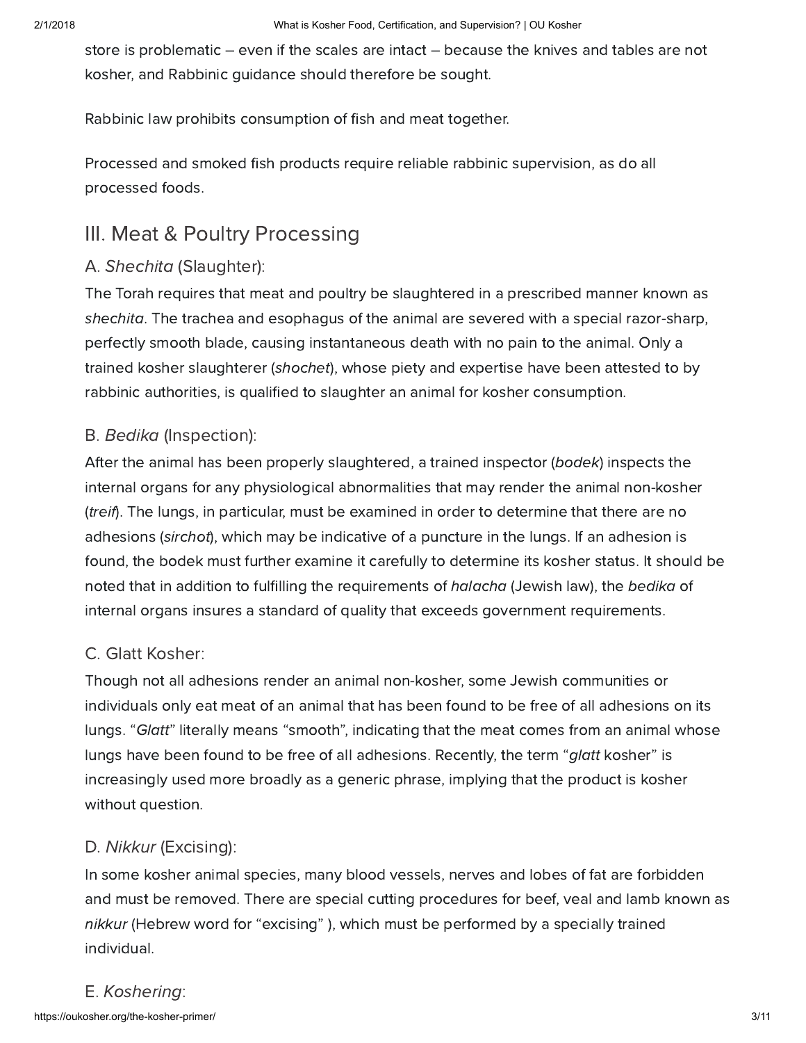store is problematic – even if the scales are intact – because the knives and tables are not kosher, and Rabbinic guidance should therefore be sought.

Rabbinic law prohibits consumption of fish and meat together.

Processed and smoked fish products require reliable rabbinic supervision, as do all processed foods.

## III. Meat & Poultry Processing

### A. *Shechita* (Slaughter):

The Torah requires that meat and poultry be slaughtered in a prescribed manner known as *shechita*. The trachea and esophagus of the animal are severed with a special razor-sharp, perfectly smooth blade, causing instantaneous death with no pain to the animal. Only a trained kosher slaughterer (*shochet*), whose piety and expertise have been attested to by rabbinic authorities, is qualified to slaughter an animal for kosher consumption.

### B. *Bedika* (Inspection):

After the animal has been properly slaughtered, a trained inspector (*bodek*) inspects the internal organs for any physiological abnormalities that may render the animal non-kosher (*treif*). The lungs, in particular, must be examined in order to determine that there are no adhesions (*sirchot*), which may be indicative of a puncture in the lungs. If an adhesion is found, the bodek must further examine it carefully to determine its kosher status. It should be noted that in addition to fulfilling the requirements of *halacha* (Jewish law), the *bedika* of internal organs insures a standard of quality that exceeds government requirements.

### C. Glatt Kosher:

Though not all adhesions render an animal non-kosher, some Jewish communities or individuals only eat meat of an animal that has been found to be free of all adhesions on its lungs. "*Glatt*" literally means "smooth", indicating that the meat comes from an animal whose lungs have been found to be free of all adhesions. Recently, the term "*glatt* kosher" is increasingly used more broadly as a generic phrase, implying that the product is kosher without question.

### D. *Nikkur* (Excising):

In some kosher animal species, many blood vessels, nerves and lobes of fat are forbidden and must be removed. There are special cutting procedures for beef, veal and lamb known as *nikkur* (Hebrew word for "excising" ), which must be performed by a specially trained individual.

### E. *Koshering*: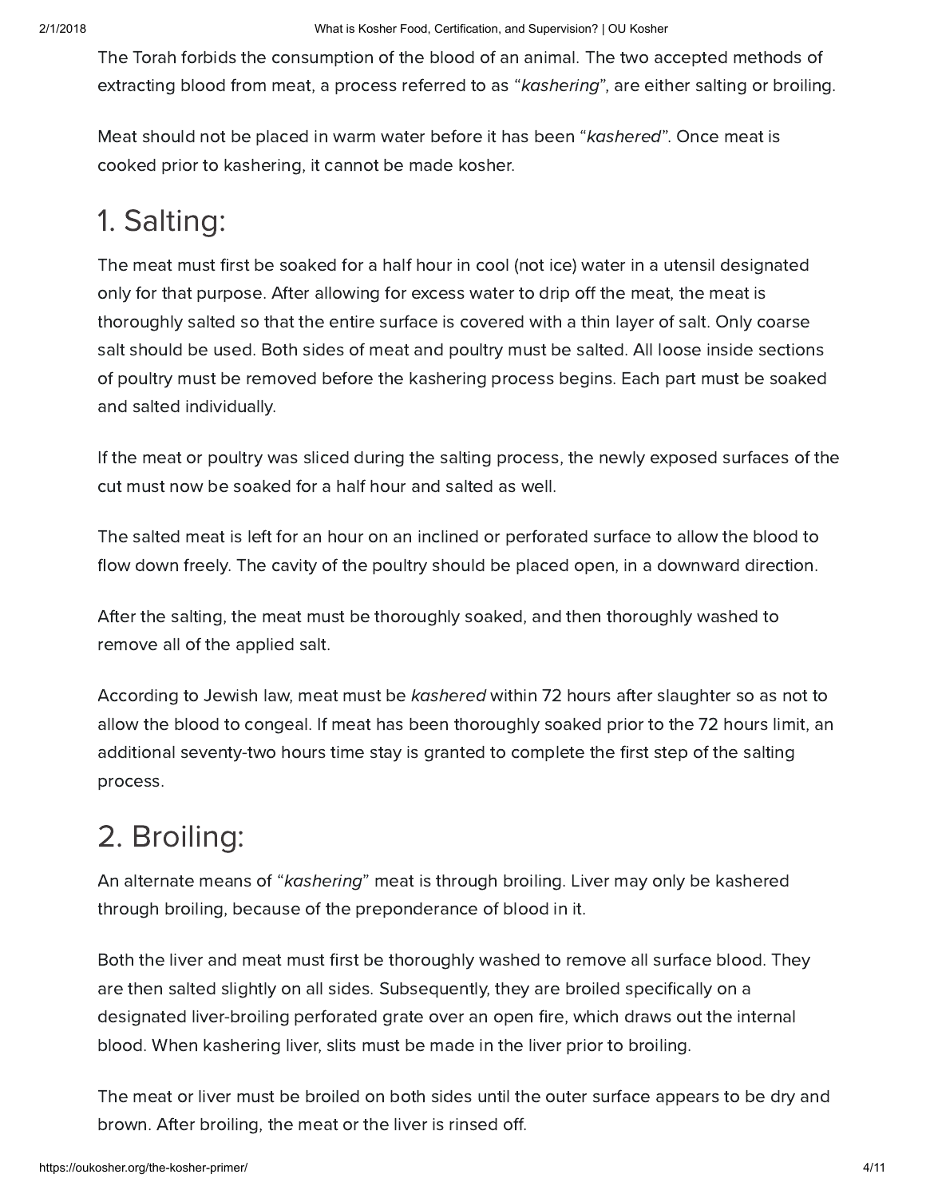The Torah forbids the consumption of the blood of an animal. The two accepted methods of extracting blood from meat, a process referred to as "*kashering*", are either salting or broiling.

Meat should not be placed in warm water before it has been "*kashered*". Once meat is cooked prior to kashering, it cannot be made kosher.

## 1. Salting:

The meat must first be soaked for a half hour in cool (not ice) water in a utensil designated only for that purpose. After allowing for excess water to drip off the meat, the meat is thoroughly salted so that the entire surface is covered with a thin layer of salt. Only coarse salt should be used. Both sides of meat and poultry must be salted. All loose inside sections of poultry must be removed before the kashering process begins. Each part must be soaked and salted individually.

If the meat or poultry was sliced during the salting process, the newly exposed surfaces of the cut must now be soaked for a half hour and salted as well.

The salted meat is left for an hour on an inclined or perforated surface to allow the blood to flow down freely. The cavity of the poultry should be placed open, in a downward direction.

After the salting, the meat must be thoroughly soaked, and then thoroughly washed to remove all of the applied salt.

According to Jewish law, meat must be *kashered* within 72 hours after slaughter so as not to allow the blood to congeal. If meat has been thoroughly soaked prior to the 72 hours limit, an additional seventy-two hours time stay is granted to complete the first step of the salting process.

## 2. Broiling:

An alternate means of "*kashering*" meat is through broiling. Liver may only be kashered through broiling, because of the preponderance of blood in it.

Both the liver and meat must first be thoroughly washed to remove all surface blood. They are then salted slightly on all sides. Subsequently, they are broiled specifically on a designated liver-broiling perforated grate over an open fire, which draws out the internal blood. When kashering liver, slits must be made in the liver prior to broiling.

The meat or liver must be broiled on both sides until the outer surface appears to be dry and brown. After broiling, the meat or the liver is rinsed off.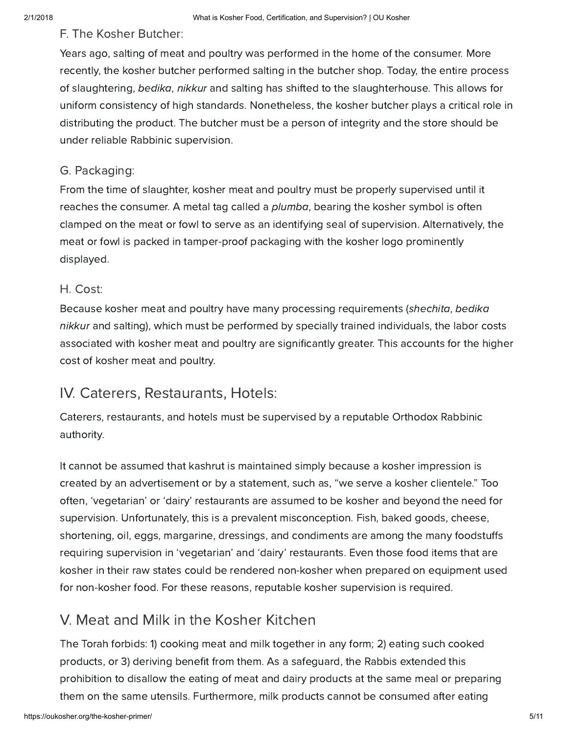### F. The Kosher Butcher:

Years ago, salting of meat and poultry was performed in the home of the consumer. More recently, the kosher butcher performed salting in the butcher shop. Today, the entire process of slaughtering, *bedika*, *nikkur* and salting has shifted to the slaughterhouse. This allows for uniform consistency of high standards. Nonetheless, the kosher butcher plays a critical role in distributing the product. The butcher must be a person of integrity and the store should be under reliable Rabbinic supervision.

### G. Packaging:

From the time of slaughter, kosher meat and poultry must be properly supervised until it reaches the consumer. A metal tag called a *plumba*, bearing the kosher symbol is often clamped on the meat or fowl to serve as an identifying seal of supervision. Alternatively, the meat or fowl is packed in tamper-proof packaging with the kosher logo prominently displayed.

### H. Cost:

Because kosher meat and poultry have many processing requirements (*shechita*, *bedika nikkur* and salting), which must be performed by specially trained individuals, the labor costs associated with kosher meat and poultry are significantly greater. This accounts for the higher cost of kosher meat and poultry.

## IV. Caterers, Restaurants, Hotels:

Caterers, restaurants, and hotels must be supervised by a reputable Orthodox Rabbinic authority.

It cannot be assumed that kashrut is maintained simply because a kosher impression is created by an advertisement or by a statement, such as, "we serve a kosher clientele." Too often, 'vegetarian' or 'dairy' restaurants are assumed to be kosher and beyond the need for supervision. Unfortunately, this is a prevalent misconception. Fish, baked goods, cheese, shortening, oil, eggs, margarine, dressings, and condiments are among the many foodstuffs requiring supervision in 'vegetarian' and 'dairy' restaurants. Even those food items that are kosher in their raw states could be rendered non-kosher when prepared on equipment used for non-kosher food. For these reasons, reputable kosher supervision is required.

## V. Meat and Milk in the Kosher Kitchen

The Torah forbids: 1) cooking meat and milk together in any form; 2) eating such cooked products, or 3) deriving benefit from them. As a safeguard, the Rabbis extended this prohibition to disallow the eating of meat and dairy products at the same meal or preparing them on the same utensils. Furthermore, milk products cannot be consumed after eating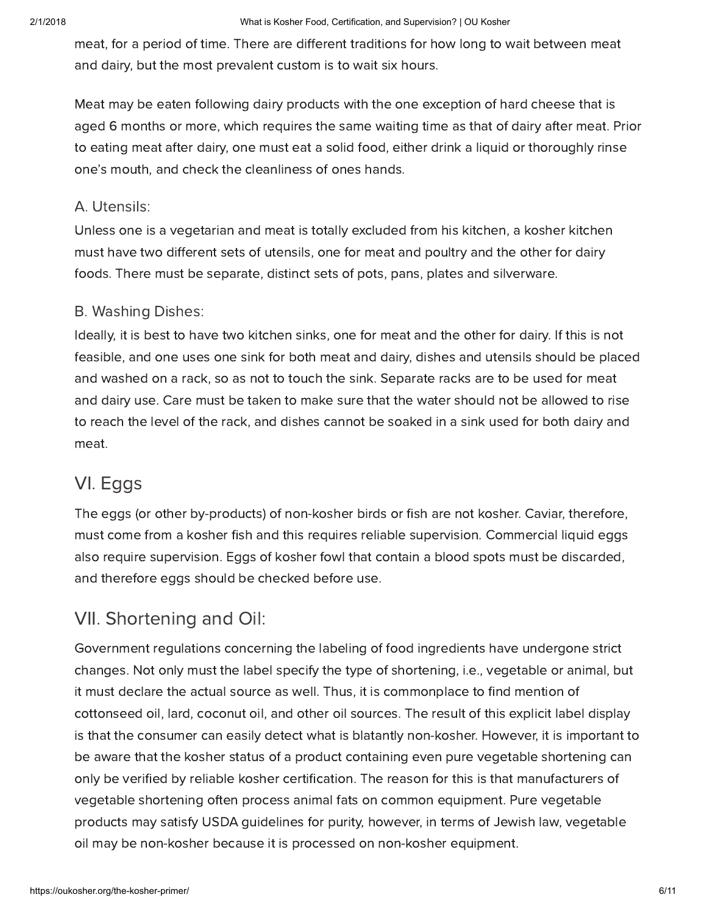meat, for a period of time. There are different traditions for how long to wait between meat and dairy, but the most prevalent custom is to wait six hours.

Meat may be eaten following dairy products with the one exception of hard cheese that is aged 6 months or more, which requires the same waiting time as that of dairy after meat. Prior to eating meat after dairy, one must eat a solid food, either drink a liquid or thoroughly rinse one's mouth, and check the cleanliness of ones hands.

### A. Utensils:

Unless one is a vegetarian and meat is totally excluded from his kitchen, a kosher kitchen must have two different sets of utensils, one for meat and poultry and the other for dairy foods. There must be separate, distinct sets of pots, pans, plates and silverware.

### B. Washing Dishes:

Ideally, it is best to have two kitchen sinks, one for meat and the other for dairy. If this is not feasible, and one uses one sink for both meat and dairy, dishes and utensils should be placed and washed on a rack, so as not to touch the sink. Separate racks are to be used for meat and dairy use. Care must be taken to make sure that the water should not be allowed to rise to reach the level of the rack, and dishes cannot be soaked in a sink used for both dairy and meat.

## VI. Eggs

The eggs (or other by-products) of non-kosher birds or fish are not kosher. Caviar, therefore, must come from a kosher fish and this requires reliable supervision. Commercial liquid eggs also require supervision. Eggs of kosher fowl that contain a blood spots must be discarded, and therefore eggs should be checked before use.

## VII. Shortening and Oil:

Government regulations concerning the labeling of food ingredients have undergone strict changes. Not only must the label specify the type of shortening, i.e., vegetable or animal, but it must declare the actual source as well. Thus, it is commonplace to find mention of cottonseed oil, lard, coconut oil, and other oil sources. The result of this explicit label display is that the consumer can easily detect what is blatantly non-kosher. However, it is important to be aware that the kosher status of a product containing even pure vegetable shortening can only be verified by reliable kosher certification. The reason for this is that manufacturers of vegetable shortening often process animal fats on common equipment. Pure vegetable products may satisfy USDA guidelines for purity, however, in terms of Jewish law, vegetable oil may be non-kosher because it is processed on non-kosher equipment.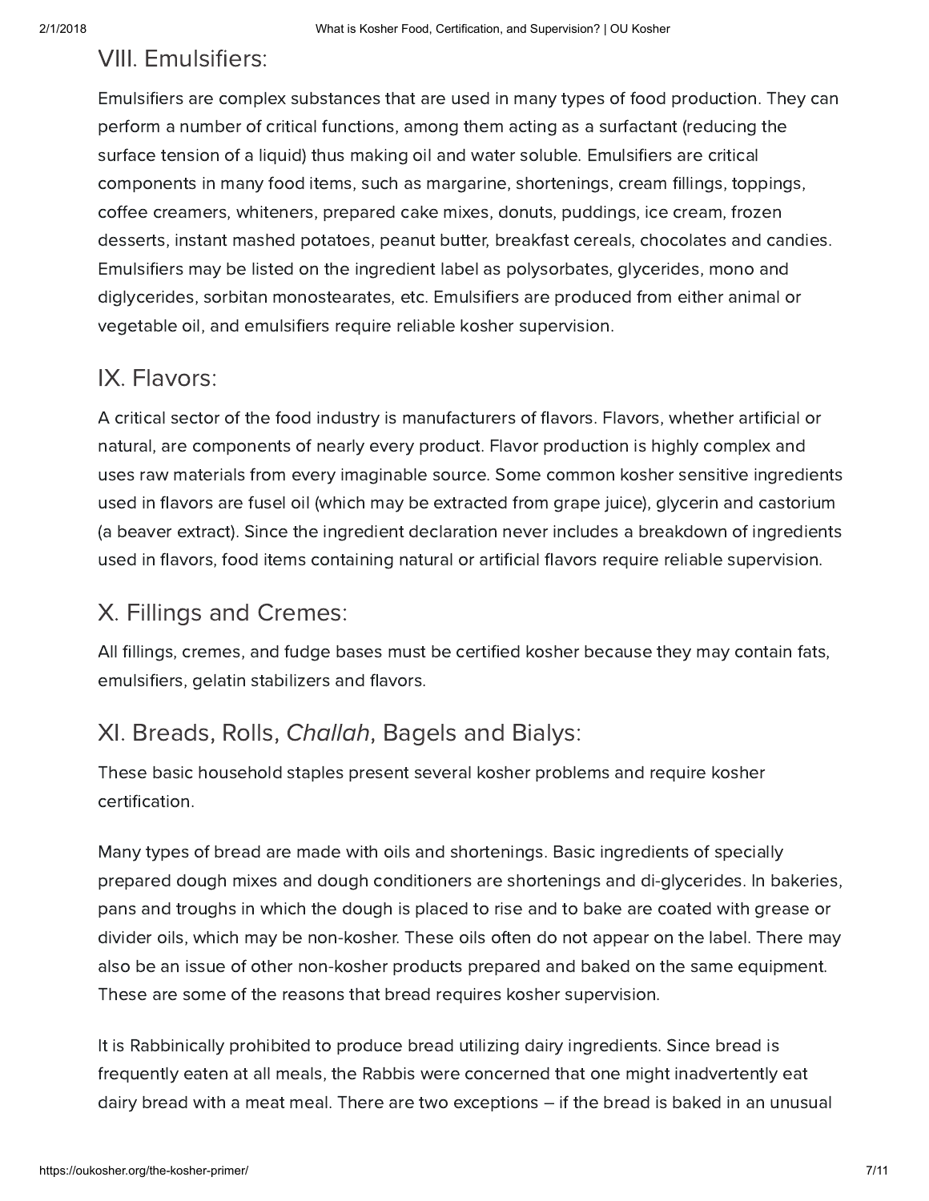## VIII. Emulsifiers:

Emulsifiers are complex substances that are used in many types of food production. They can perform a number of critical functions, among them acting as a surfactant (reducing the surface tension of a liquid) thus making oil and water soluble. Emulsifiers are critical components in many food items, such as margarine, shortenings, cream fillings, toppings, coffee creamers, whiteners, prepared cake mixes, donuts, puddings, ice cream, frozen desserts, instant mashed potatoes, peanut butter, breakfast cereals, chocolates and candies. Emulsifiers may be listed on the ingredient label as polysorbates, glycerides, mono and diglycerides, sorbitan monostearates, etc. Emulsifiers are produced from either animal or vegetable oil, and emulsifiers require reliable kosher supervision.

## IX. Flavors:

A critical sector of the food industry is manufacturers of flavors. Flavors, whether artificial or natural, are components of nearly every product. Flavor production is highly complex and uses raw materials from every imaginable source. Some common kosher sensitive ingredients used in flavors are fusel oil (which may be extracted from grape juice), glycerin and castorium (a beaver extract). Since the ingredient declaration never includes a breakdown of ingredients used in flavors, food items containing natural or artificial flavors require reliable supervision.

## X. Fillings and Cremes:

All fillings, cremes, and fudge bases must be certified kosher because they may contain fats, emulsifiers, gelatin stabilizers and flavors.

## XI. Breads, Rolls, *Challah*, Bagels and Bialys:

These basic household staples present several kosher problems and require kosher certification.

Many types of bread are made with oils and shortenings. Basic ingredients of specially prepared dough mixes and dough conditioners are shortenings and di-glycerides. In bakeries, pans and troughs in which the dough is placed to rise and to bake are coated with grease or divider oils, which may be non-kosher. These oils often do not appear on the label. There may also be an issue of other non-kosher products prepared and baked on the same equipment. These are some of the reasons that bread requires kosher supervision.

It is Rabbinically prohibited to produce bread utilizing dairy ingredients. Since bread is frequently eaten at all meals, the Rabbis were concerned that one might inadvertently eat dairy bread with a meat meal. There are two exceptions – if the bread is baked in an unusual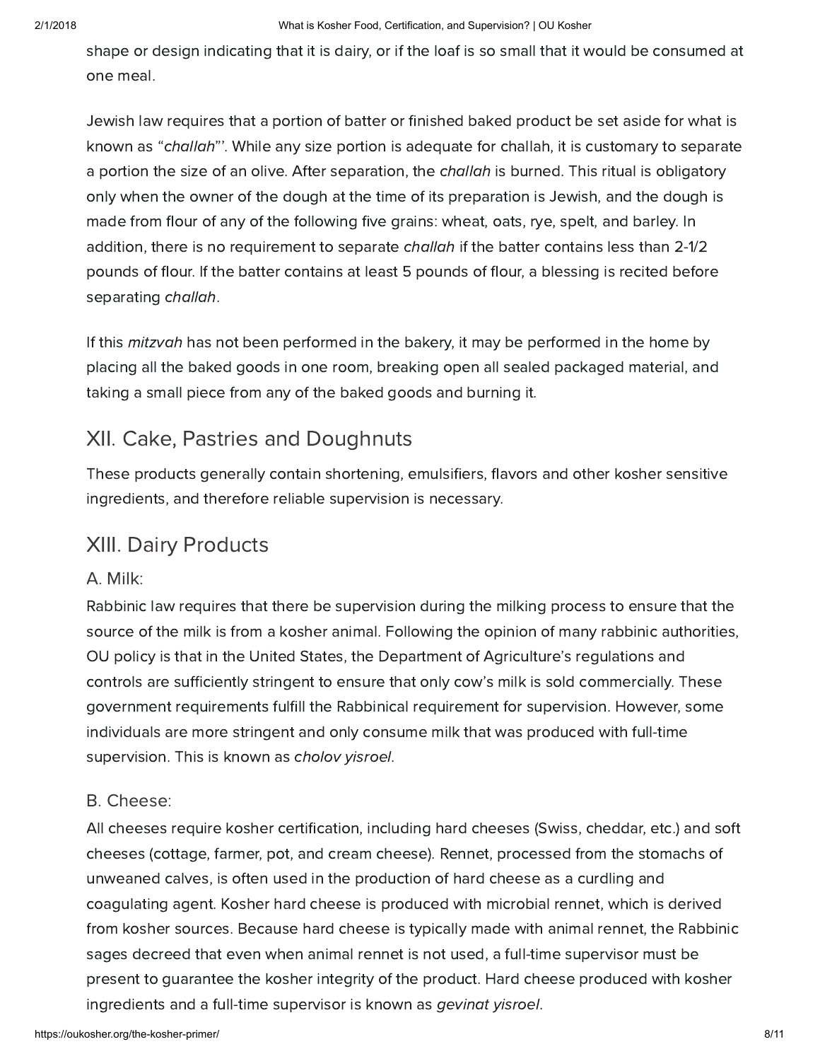shape or design indicating that it is dairy, or if the loaf is so small that it would be consumed at one meal.

Jewish law requires that a portion of batter or finished baked product be set aside for what is known as "*challah*"'. While any size portion is adequate for challah, it is customary to separate a portion the size of an olive. After separation, the *challah* is burned. This ritual is obligatory only when the owner of the dough at the time of its preparation is Jewish, and the dough is made from flour of any of the following five grains: wheat, oats, rye, spelt, and barley. In addition, there is no requirement to separate *challah* if the batter contains less than 2-1/2 pounds of flour. If the batter contains at least 5 pounds of flour, a blessing is recited before separating *challah*.

If this *mitzvah* has not been performed in the bakery, it may be performed in the home by placing all the baked goods in one room, breaking open all sealed packaged material, and taking a small piece from any of the baked goods and burning it.

## XII. Cake, Pastries and Doughnuts

These products generally contain shortening, emulsifiers, flavors and other kosher sensitive ingredients, and therefore reliable supervision is necessary.

## XIII. Dairy Products

### A. Milk:

Rabbinic law requires that there be supervision during the milking process to ensure that the source of the milk is from a kosher animal. Following the opinion of many rabbinic authorities, OU policy is that in the United States, the Department of Agriculture's regulations and controls are sufficiently stringent to ensure that only cow's milk is sold commercially. These government requirements fulfill the Rabbinical requirement for supervision. However, some individuals are more stringent and only consume milk that was produced with full-time supervision. This is known as *cholov yisroel*.

### B. Cheese:

All cheeses require kosher certification, including hard cheeses (Swiss, cheddar, etc.) and soft cheeses (cottage, farmer, pot, and cream cheese). Rennet, processed from the stomachs of unweaned calves, is often used in the production of hard cheese as a curdling and coagulating agent. Kosher hard cheese is produced with microbial rennet, which is derived from kosher sources. Because hard cheese is typically made with animal rennet, the Rabbinic sages decreed that even when animal rennet is not used, a full-time supervisor must be present to guarantee the kosher integrity of the product. Hard cheese produced with kosher ingredients and a full-time supervisor is known as *gevinat yisroel*.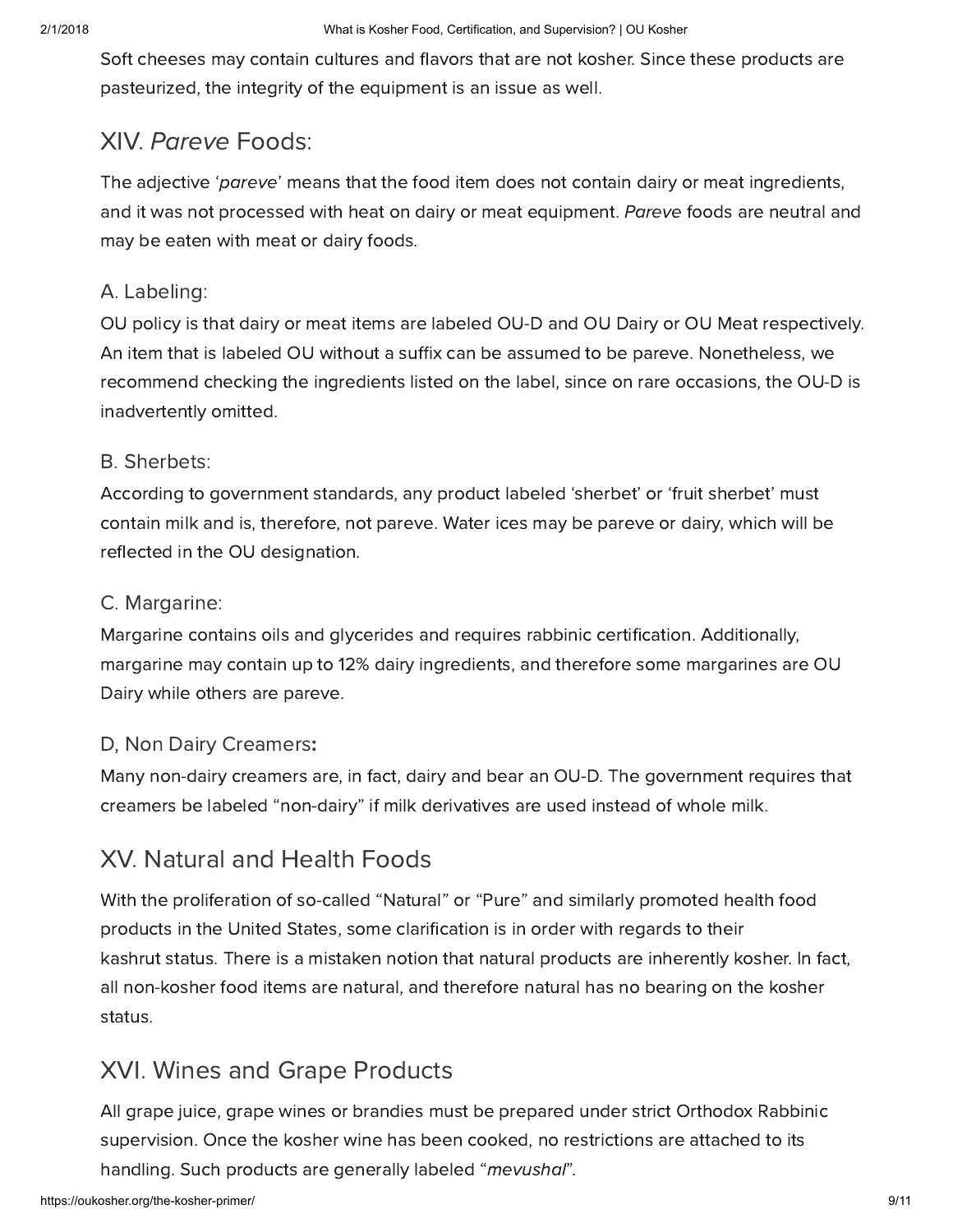Soft cheeses may contain cultures and flavors that are not kosher. Since these products are pasteurized, the integrity of the equipment is an issue as well.

## XIV. *Pareve* Foods:

The adjective '*pareve*' means that the food item does not contain dairy or meat ingredients, and it was not processed with heat on dairy or meat equipment. *Pareve* foods are neutral and may be eaten with meat or dairy foods.

### A. Labeling:

OU policy is that dairy or meat items are labeled OU-D and OU Dairy or OU Meat respectively. An item that is labeled OU without a suffix can be assumed to be pareve. Nonetheless, we recommend checking the ingredients listed on the label, since on rare occasions, the OU-D is inadvertently omitted.

### B. Sherbets:

According to government standards, any product labeled 'sherbet' or 'fruit sherbet' must contain milk and is, therefore, not pareve. Water ices may be pareve or dairy, which will be reflected in the OU designation.

### C. Margarine:

Margarine contains oils and glycerides and requires rabbinic certification. Additionally, margarine may contain up to 12% dairy ingredients, and therefore some margarines are OU Dairy while others are pareve.

### D, Non Dairy Creamers**:**

Many non-dairy creamers are, in fact, dairy and bear an OU-D. The government requires that creamers be labeled "non-dairy" if milk derivatives are used instead of whole milk.

## XV. Natural and Health Foods

With the proliferation of so-called "Natural" or "Pure" and similarly promoted health food products in the United States, some clarification is in order with regards to their kashrut status. There is a mistaken notion that natural products are inherently kosher. In fact, all non-kosher food items are natural, and therefore natural has no bearing on the kosher status.

## XVI. Wines and Grape Products

All grape juice, grape wines or brandies must be prepared under strict Orthodox Rabbinic supervision. Once the kosher wine has been cooked, no restrictions are attached to its handling. Such products are generally labeled "*mevushal*".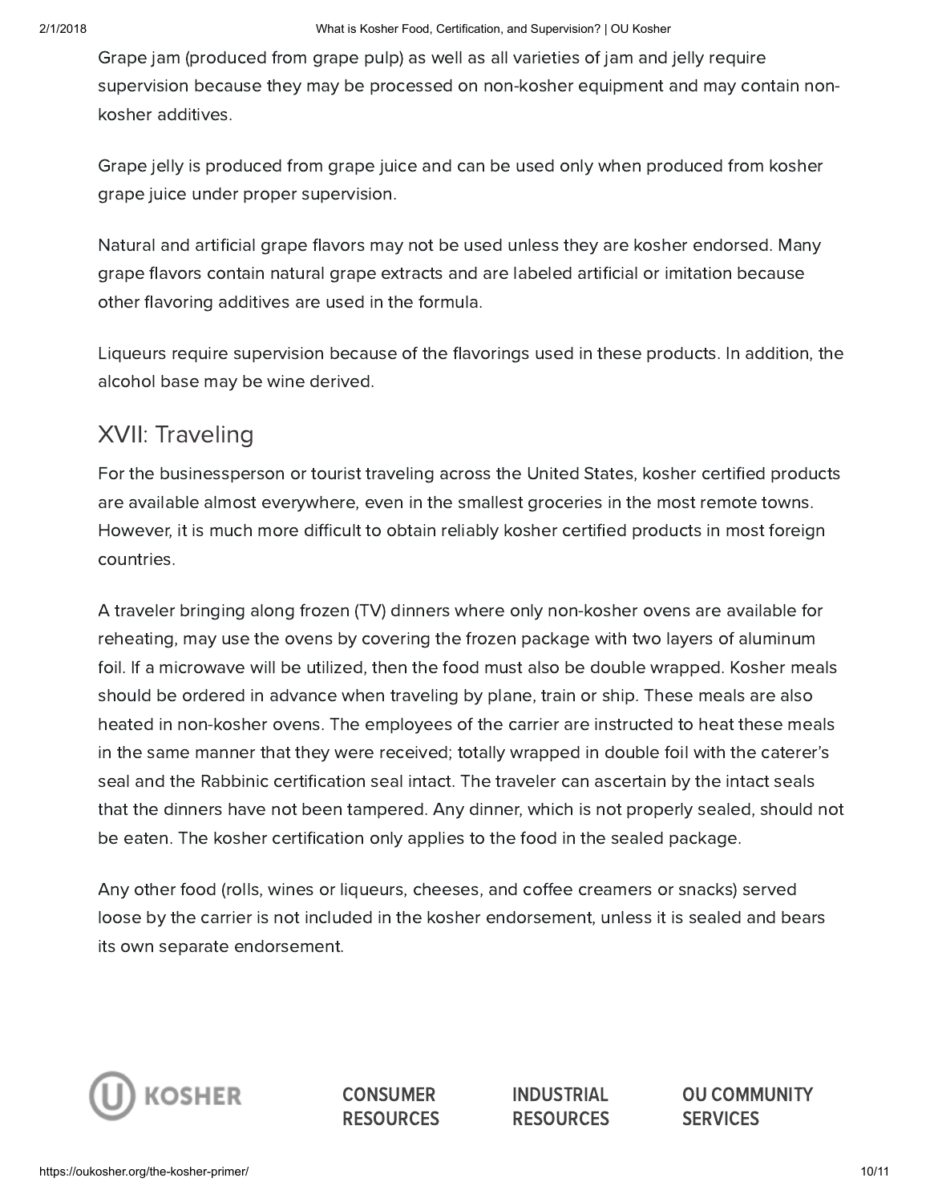Grape jam (produced from grape pulp) as well as all varieties of jam and jelly require supervision because they may be processed on non-kosher equipment and may contain non-kosher additives.

Grape jelly is produced from grape juice and can be used only when produced from kosher grape juice under proper supervision.

Natural and artificial grape flavors may not be used unless they are kosher endorsed. Many grape flavors contain natural grape extracts and are labeled artificial or imitation because other flavoring additives are used in the formula.

Liqueurs require supervision because of the flavorings used in these products. In addition, the alcohol base may be wine derived.

## XVII: Traveling

For the businessperson or tourist traveling across the United States, kosher certified products are available almost everywhere, even in the smallest groceries in the most remote towns. However, it is much more difficult to obtain reliably kosher certified products in most foreign countries.

A traveler bringing along frozen (TV) dinners where only non-kosher ovens are available for reheating, may use the ovens by covering the frozen package with two layers of aluminum foil. If a microwave will be utilized, then the food must also be double wrapped. Kosher meals should be ordered in advance when traveling by plane, train or ship. These meals are also heated in non-kosher ovens. The employees of the carrier are instructed to heat these meals in the same manner that they were received; totally wrapped in double foil with the caterer's seal and the Rabbinic certification seal intact. The traveler can ascertain by the intact seals that the dinners have not been tampered. Any dinner, which is not properly sealed, should not be eaten. The kosher certification only applies to the food in the sealed package.

Any other food (rolls, wines or liqueurs, cheeses, and coffee creamers or snacks) served loose by the carrier is not included in the kosher endorsement, unless it is sealed and bears its own separate endorsement.

KOSHER

CONSUMER RESOURCES

INDUSTRIAL RESOURCES

OU COMMUNITY SERVICES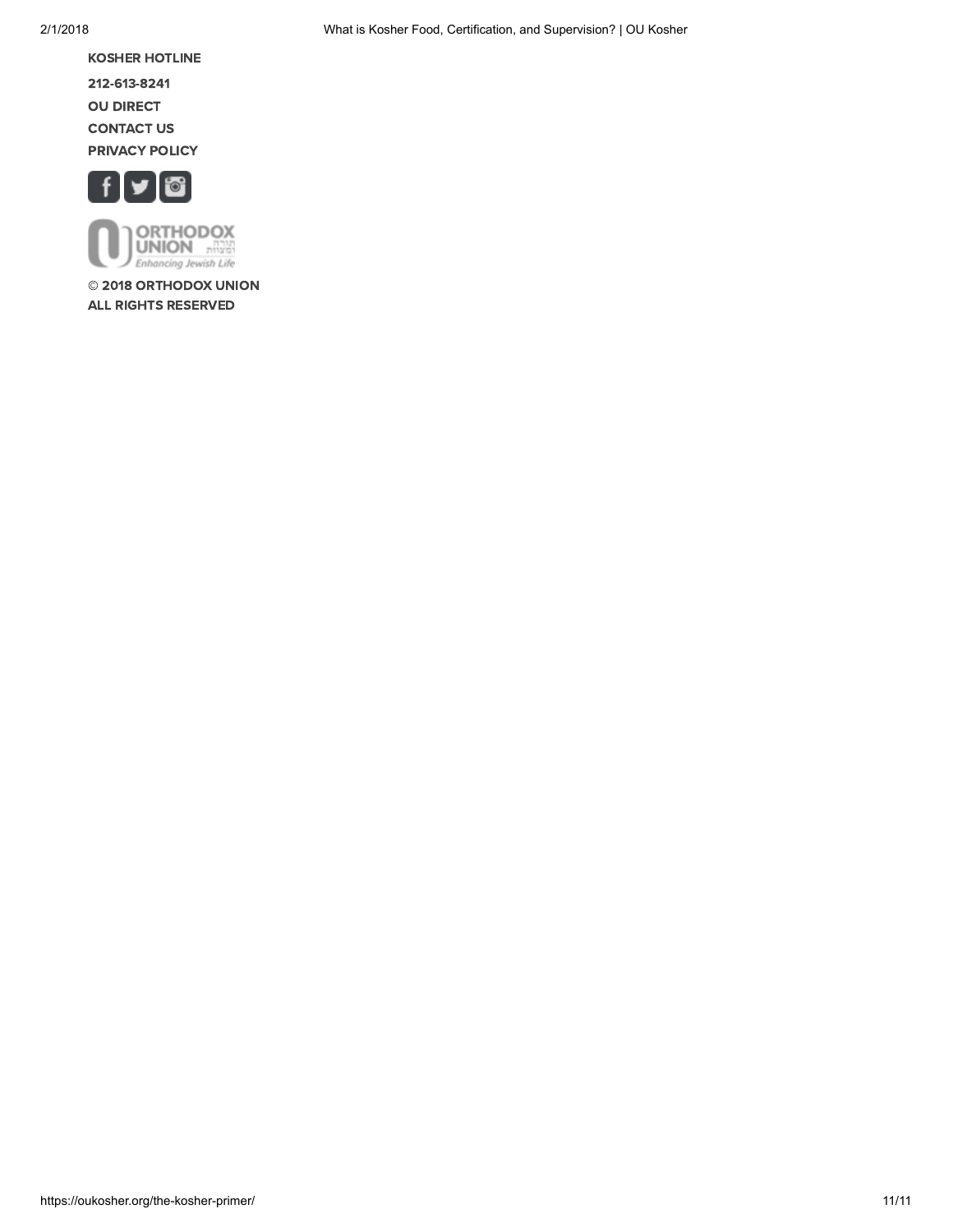KOSHER HOTLINE

212-613-8241

OU DIRECT

CONTACT US

PRIVACY POLICY

© 2018 ORTHODOX UNION
ALL RIGHTS RESERVED